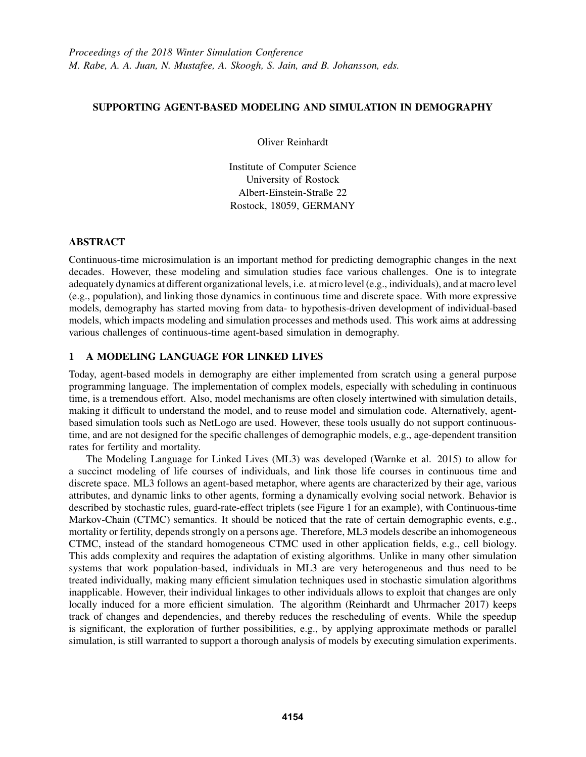*Proceedings of the 2018 Winter Simulation Conference*
*M. Rabe, A. A. Juan, N. Mustafee, A. Skoogh, S. Jain, and B. Johansson, eds.*

# SUPPORTING AGENT-BASED MODELING AND SIMULATION IN DEMOGRAPHY

Oliver Reinhardt

Institute of Computer Science
University of Rostock
Albert-Einstein-Straße 22
Rostock, 18059, GERMANY

## ABSTRACT

Continuous-time microsimulation is an important method for predicting demographic changes in the next decades. However, these modeling and simulation studies face various challenges. One is to integrate adequately dynamics at different organizational levels, i.e. at micro level (e.g., individuals), and at macro level (e.g., population), and linking those dynamics in continuous time and discrete space. With more expressive models, demography has started moving from data- to hypothesis-driven development of individual-based models, which impacts modeling and simulation processes and methods used. This work aims at addressing various challenges of continuous-time agent-based simulation in demography.

## 1 A MODELING LANGUAGE FOR LINKED LIVES

Today, agent-based models in demography are either implemented from scratch using a general purpose programming language. The implementation of complex models, especially with scheduling in continuous time, is a tremendous effort. Also, model mechanisms are often closely intertwined with simulation details, making it difficult to understand the model, and to reuse model and simulation code. Alternatively, agent-based simulation tools such as NetLogo are used. However, these tools usually do not support continuous-time, and are not designed for the specific challenges of demographic models, e.g., age-dependent transition rates for fertility and mortality.

The Modeling Language for Linked Lives (ML3) was developed (Warnke et al. 2015) to allow for a succinct modeling of life courses of individuals, and link those life courses in continuous time and discrete space. ML3 follows an agent-based metaphor, where agents are characterized by their age, various attributes, and dynamic links to other agents, forming a dynamically evolving social network. Behavior is described by stochastic rules, guard-rate-effect triplets (see Figure 1 for an example), with Continuous-time Markov-Chain (CTMC) semantics. It should be noticed that the rate of certain demographic events, e.g., mortality or fertility, depends strongly on a persons age. Therefore, ML3 models describe an inhomogeneous CTMC, instead of the standard homogeneous CTMC used in other application fields, e.g., cell biology. This adds complexity and requires the adaptation of existing algorithms. Unlike in many other simulation systems that work population-based, individuals in ML3 are very heterogeneous and thus need to be treated individually, making many efficient simulation techniques used in stochastic simulation algorithms inapplicable. However, their individual linkages to other individuals allows to exploit that changes are only locally induced for a more efficient simulation. The algorithm (Reinhardt and Uhrmacher 2017) keeps track of changes and dependencies, and thereby reduces the rescheduling of events. While the speedup is significant, the exploration of further possibilities, e.g., by applying approximate methods or parallel simulation, is still warranted to support a thorough analysis of models by executing simulation experiments.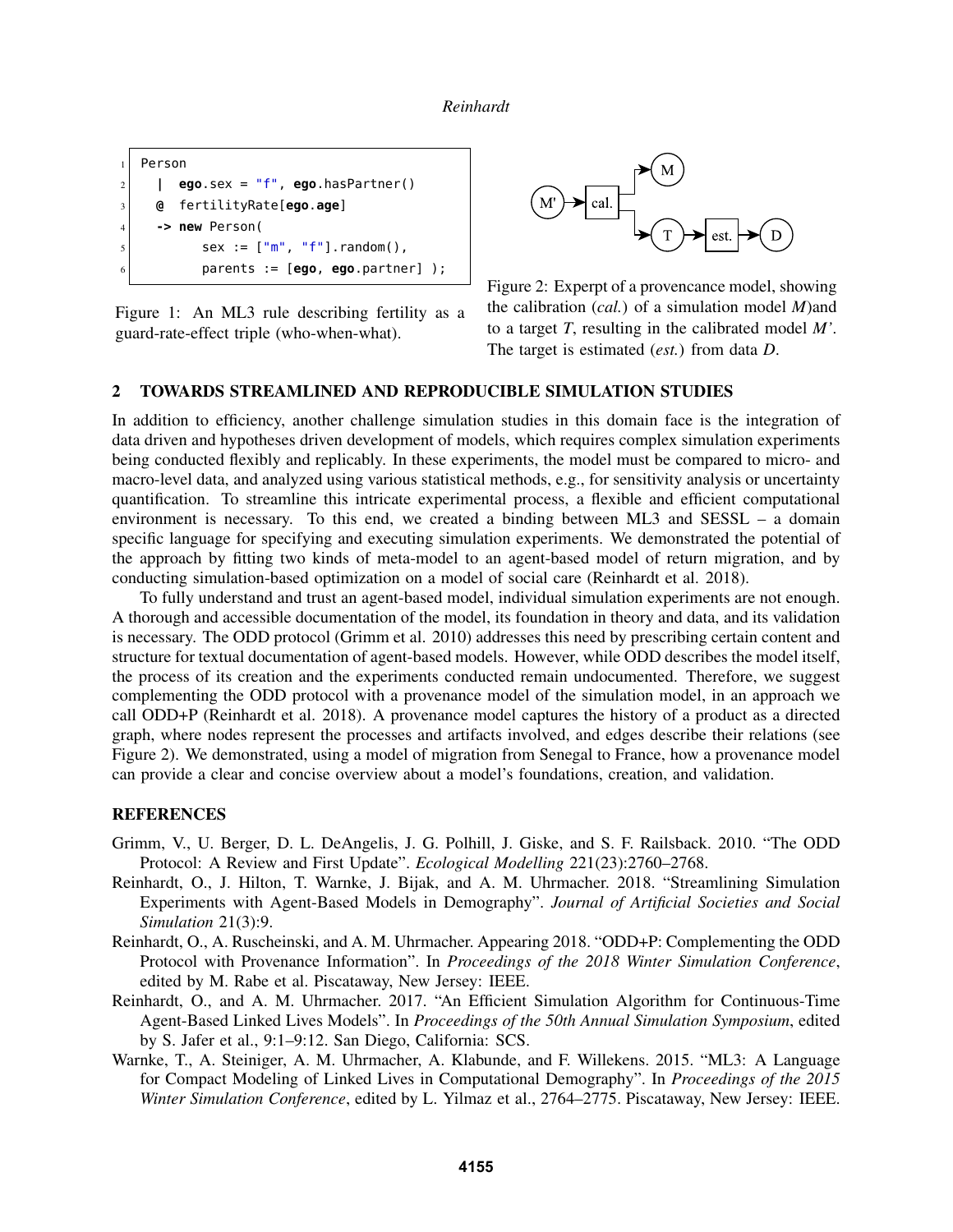```
Person
  | ego.sex = "f", ego.hasPartner()
  @ fertilityRate[ego.age]
  -> new Person(
        sex := ["m", "f"].random(),
        parents := [ego, ego.partner] );
```

Figure 1: An ML3 rule describing fertility as a guard-rate-effect triple (who-when-what).

M
M'
cal.
T
est.
D

Figure 2: Experpt of a provencance model, showing the calibration (*cal.*) of a simulation model *M*)and to a target *T*, resulting in the calibrated model *M'*. The target is estimated (*est.*) from data *D*.

## 2 TOWARDS STREAMLINED AND REPRODUCIBLE SIMULATION STUDIES

In addition to efficiency, another challenge simulation studies in this domain face is the integration of data driven and hypotheses driven development of models, which requires complex simulation experiments being conducted flexibly and replicably. In these experiments, the model must be compared to micro- and macro-level data, and analyzed using various statistical methods, e.g., for sensitivity analysis or uncertainty quantification. To streamline this intricate experimental process, a flexible and efficient computational environment is necessary. To this end, we created a binding between ML3 and SESSL – a domain specific language for specifying and executing simulation experiments. We demonstrated the potential of the approach by fitting two kinds of meta-model to an agent-based model of return migration, and by conducting simulation-based optimization on a model of social care (Reinhardt et al. 2018).

To fully understand and trust an agent-based model, individual simulation experiments are not enough. A thorough and accessible documentation of the model, its foundation in theory and data, and its validation is necessary. The ODD protocol (Grimm et al. 2010) addresses this need by prescribing certain content and structure for textual documentation of agent-based models. However, while ODD describes the model itself, the process of its creation and the experiments conducted remain undocumented. Therefore, we suggest complementing the ODD protocol with a provenance model of the simulation model, in an approach we call ODD+P (Reinhardt et al. 2018). A provenance model captures the history of a product as a directed graph, where nodes represent the processes and artifacts involved, and edges describe their relations (see Figure 2). We demonstrated, using a model of migration from Senegal to France, how a provenance model can provide a clear and concise overview about a model's foundations, creation, and validation.

## REFERENCES

Grimm, V., U. Berger, D. L. DeAngelis, J. G. Polhill, J. Giske, and S. F. Railsback. 2010. "The ODD Protocol: A Review and First Update". *Ecological Modelling* 221(23):2760–2768.

Reinhardt, O., J. Hilton, T. Warnke, J. Bijak, and A. M. Uhrmacher. 2018. "Streamlining Simulation Experiments with Agent-Based Models in Demography". *Journal of Artificial Societies and Social Simulation* 21(3):9.

Reinhardt, O., A. Ruscheinski, and A. M. Uhrmacher. Appearing 2018. "ODD+P: Complementing the ODD Protocol with Provenance Information". In *Proceedings of the 2018 Winter Simulation Conference*, edited by M. Rabe et al. Piscataway, New Jersey: IEEE.

Reinhardt, O., and A. M. Uhrmacher. 2017. "An Efficient Simulation Algorithm for Continuous-Time Agent-Based Linked Lives Models". In *Proceedings of the 50th Annual Simulation Symposium*, edited by S. Jafer et al., 9:1–9:12. San Diego, California: SCS.

Warnke, T., A. Steiniger, A. M. Uhrmacher, A. Klabunde, and F. Willekens. 2015. "ML3: A Language for Compact Modeling of Linked Lives in Computational Demography". In *Proceedings of the 2015 Winter Simulation Conference*, edited by L. Yilmaz et al., 2764–2775. Piscataway, New Jersey: IEEE.